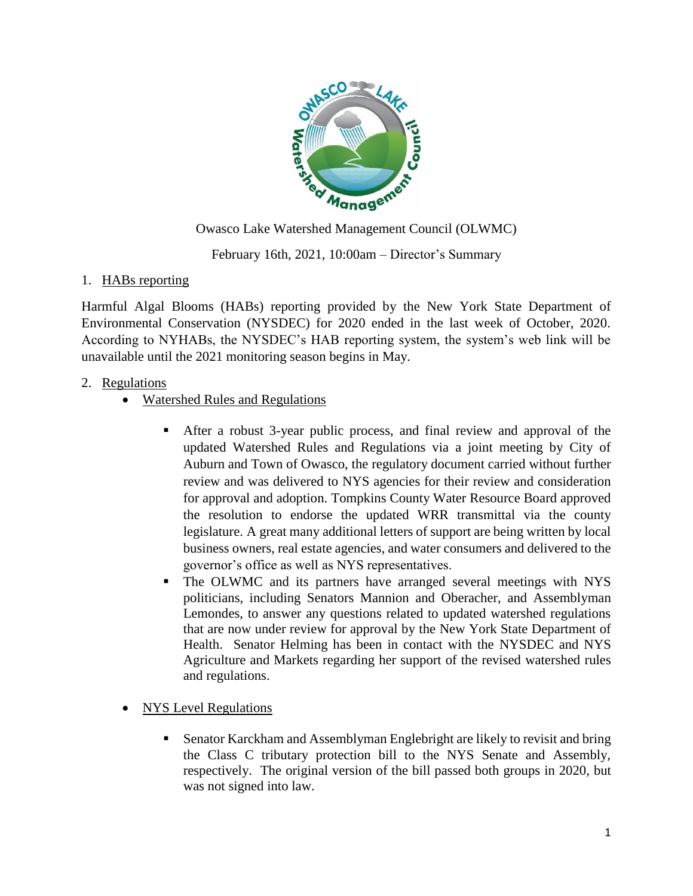Owasco Lake Watershed Management Council (OLWMC)

February 16th, 2021, 10:00am – Director's Summary

1. HABs reporting

Harmful Algal Blooms (HABs) reporting provided by the New York State Department of Environmental Conservation (NYSDEC) for 2020 ended in the last week of October, 2020. According to NYHABs, the NYSDEC's HAB reporting system, the system's web link will be unavailable until the 2021 monitoring season begins in May.

2. Regulations

- Watershed Rules and Regulations
    - After a robust 3-year public process, and final review and approval of the updated Watershed Rules and Regulations via a joint meeting by City of Auburn and Town of Owasco, the regulatory document carried without further review and was delivered to NYS agencies for their review and consideration for approval and adoption. Tompkins County Water Resource Board approved the resolution to endorse the updated WRR transmittal via the county legislature. A great many additional letters of support are being written by local business owners, real estate agencies, and water consumers and delivered to the governor's office as well as NYS representatives.
    - The OLWMC and its partners have arranged several meetings with NYS politicians, including Senators Mannion and Oberacher, and Assemblyman Lemondes, to answer any questions related to updated watershed regulations that are now under review for approval by the New York State Department of Health. Senator Helming has been in contact with the NYSDEC and NYS Agriculture and Markets regarding her support of the revised watershed rules and regulations.

- NYS Level Regulations
    - Senator Karckham and Assemblyman Englebright are likely to revisit and bring the Class C tributary protection bill to the NYS Senate and Assembly, respectively. The original version of the bill passed both groups in 2020, but was not signed into law.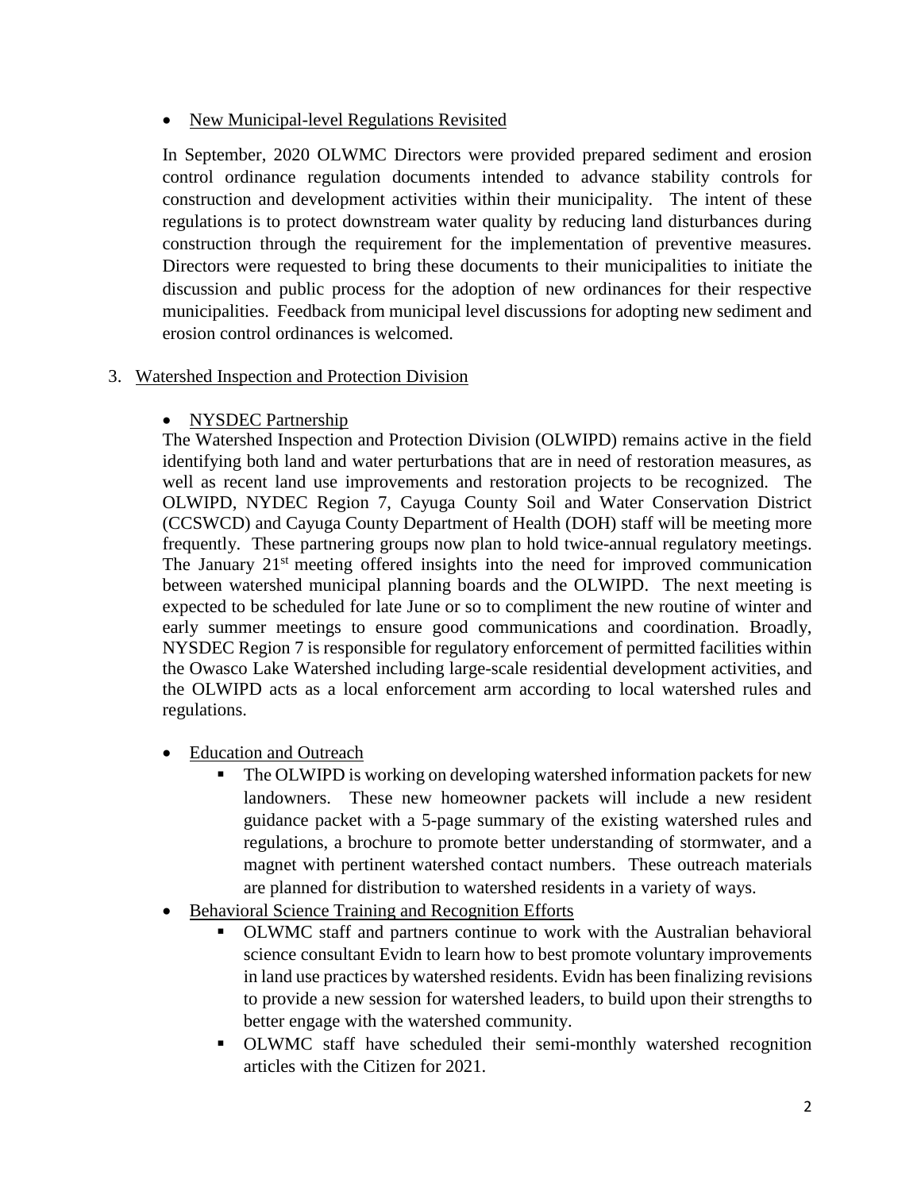- New Municipal-level Regulations Revisited

  In September, 2020 OLWMC Directors were provided prepared sediment and erosion control ordinance regulation documents intended to advance stability controls for construction and development activities within their municipality. The intent of these regulations is to protect downstream water quality by reducing land disturbances during construction through the requirement for the implementation of preventive measures. Directors were requested to bring these documents to their municipalities to initiate the discussion and public process for the adoption of new ordinances for their respective municipalities. Feedback from municipal level discussions for adopting new sediment and erosion control ordinances is welcomed.

3. Watershed Inspection and Protection Division

   - NYSDEC Partnership

     The Watershed Inspection and Protection Division (OLWIPD) remains active in the field identifying both land and water perturbations that are in need of restoration measures, as well as recent land use improvements and restoration projects to be recognized. The OLWIPD, NYDEC Region 7, Cayuga County Soil and Water Conservation District (CCSWCD) and Cayuga County Department of Health (DOH) staff will be meeting more frequently. These partnering groups now plan to hold twice-annual regulatory meetings. The January 21st meeting offered insights into the need for improved communication between watershed municipal planning boards and the OLWIPD. The next meeting is expected to be scheduled for late June or so to compliment the new routine of winter and early summer meetings to ensure good communications and coordination. Broadly, NYSDEC Region 7 is responsible for regulatory enforcement of permitted facilities within the Owasco Lake Watershed including large-scale residential development activities, and the OLWIPD acts as a local enforcement arm according to local watershed rules and regulations.

   - Education and Outreach
     - The OLWIPD is working on developing watershed information packets for new landowners. These new homeowner packets will include a new resident guidance packet with a 5-page summary of the existing watershed rules and regulations, a brochure to promote better understanding of stormwater, and a magnet with pertinent watershed contact numbers. These outreach materials are planned for distribution to watershed residents in a variety of ways.
   - Behavioral Science Training and Recognition Efforts
     - OLWMC staff and partners continue to work with the Australian behavioral science consultant Evidn to learn how to best promote voluntary improvements in land use practices by watershed residents. Evidn has been finalizing revisions to provide a new session for watershed leaders, to build upon their strengths to better engage with the watershed community.
     - OLWMC staff have scheduled their semi-monthly watershed recognition articles with the Citizen for 2021.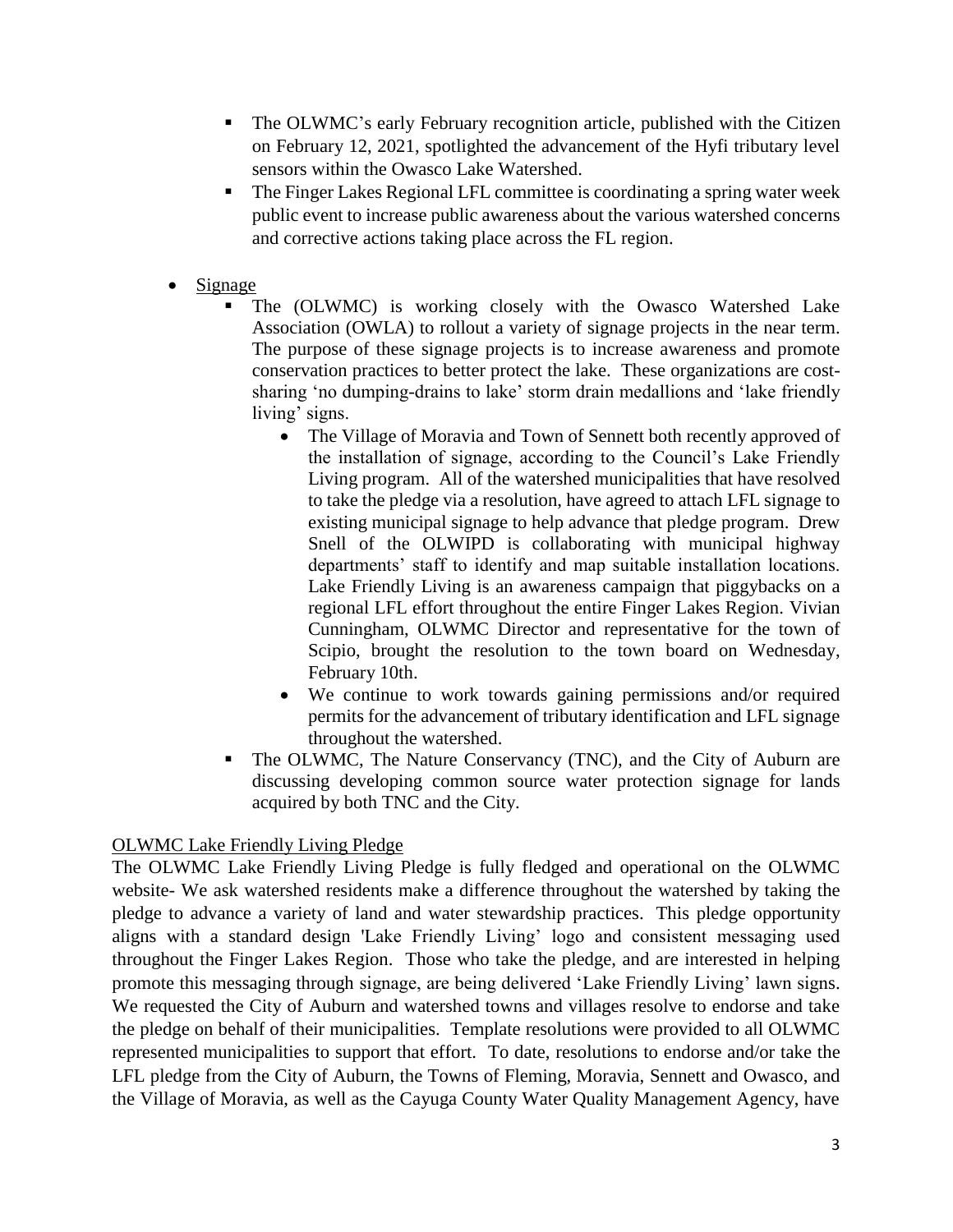- The OLWMC's early February recognition article, published with the Citizen on February 12, 2021, spotlighted the advancement of the Hyfi tributary level sensors within the Owasco Lake Watershed.
- The Finger Lakes Regional LFL committee is coordinating a spring water week public event to increase public awareness about the various watershed concerns and corrective actions taking place across the FL region.

- Signage
  - The (OLWMC) is working closely with the Owasco Watershed Lake Association (OWLA) to rollout a variety of signage projects in the near term. The purpose of these signage projects is to increase awareness and promote conservation practices to better protect the lake. These organizations are cost-sharing 'no dumping-drains to lake' storm drain medallions and 'lake friendly living' signs.
    - The Village of Moravia and Town of Sennett both recently approved of the installation of signage, according to the Council's Lake Friendly Living program. All of the watershed municipalities that have resolved to take the pledge via a resolution, have agreed to attach LFL signage to existing municipal signage to help advance that pledge program. Drew Snell of the OLWIPD is collaborating with municipal highway departments' staff to identify and map suitable installation locations. Lake Friendly Living is an awareness campaign that piggybacks on a regional LFL effort throughout the entire Finger Lakes Region. Vivian Cunningham, OLWMC Director and representative for the town of Scipio, brought the resolution to the town board on Wednesday, February 10th.
    - We continue to work towards gaining permissions and/or required permits for the advancement of tributary identification and LFL signage throughout the watershed.
  - The OLWMC, The Nature Conservancy (TNC), and the City of Auburn are discussing developing common source water protection signage for lands acquired by both TNC and the City.

OLWMC Lake Friendly Living Pledge

The OLWMC Lake Friendly Living Pledge is fully fledged and operational on the OLWMC website- We ask watershed residents make a difference throughout the watershed by taking the pledge to advance a variety of land and water stewardship practices. This pledge opportunity aligns with a standard design 'Lake Friendly Living' logo and consistent messaging used throughout the Finger Lakes Region. Those who take the pledge, and are interested in helping promote this messaging through signage, are being delivered 'Lake Friendly Living' lawn signs. We requested the City of Auburn and watershed towns and villages resolve to endorse and take the pledge on behalf of their municipalities. Template resolutions were provided to all OLWMC represented municipalities to support that effort. To date, resolutions to endorse and/or take the LFL pledge from the City of Auburn, the Towns of Fleming, Moravia, Sennett and Owasco, and the Village of Moravia, as well as the Cayuga County Water Quality Management Agency, have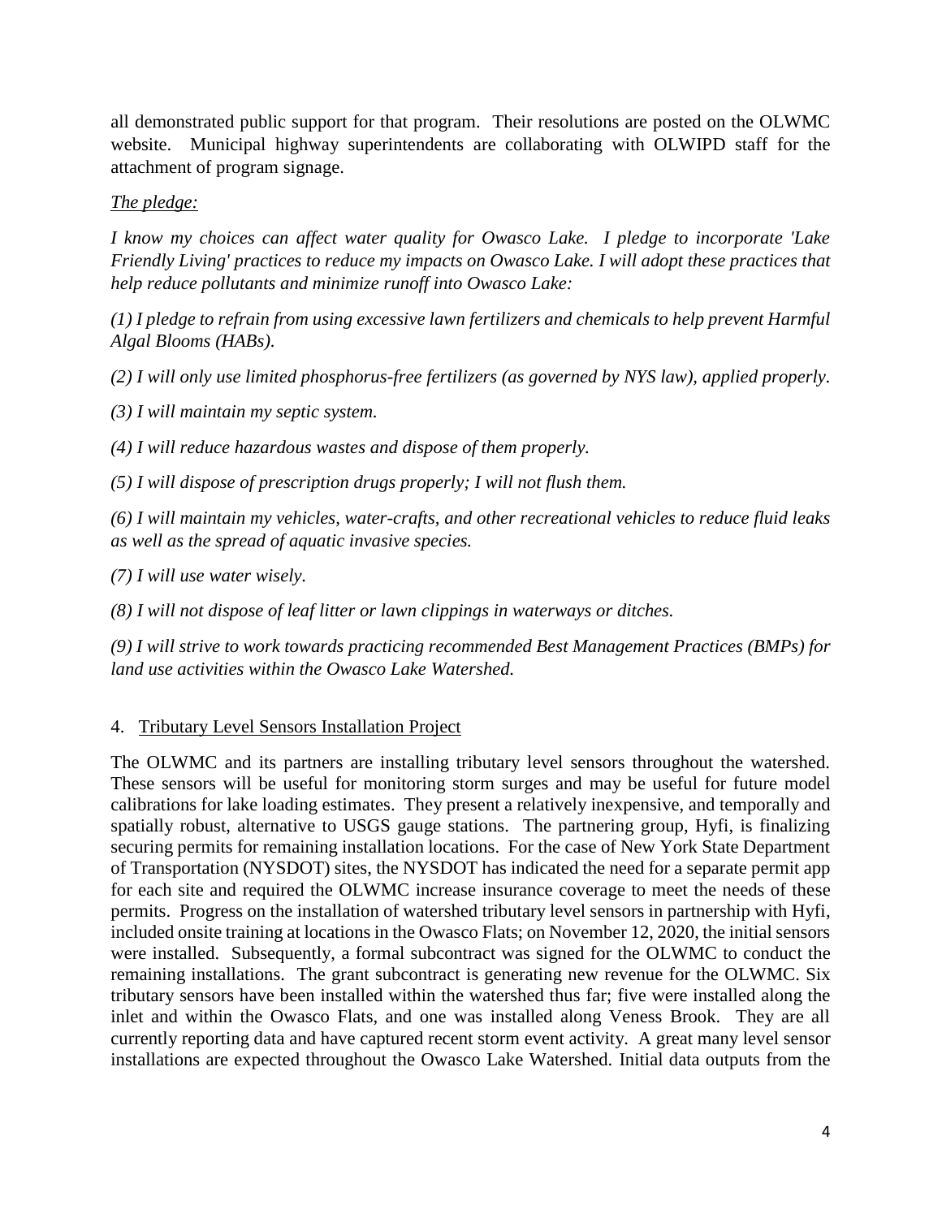all demonstrated public support for that program. Their resolutions are posted on the OLWMC website. Municipal highway superintendents are collaborating with OLWIPD staff for the attachment of program signage.

*The pledge:*

*I know my choices can affect water quality for Owasco Lake. I pledge to incorporate 'Lake Friendly Living' practices to reduce my impacts on Owasco Lake. I will adopt these practices that help reduce pollutants and minimize runoff into Owasco Lake:*

*(1) I pledge to refrain from using excessive lawn fertilizers and chemicals to help prevent Harmful Algal Blooms (HABs).*

*(2) I will only use limited phosphorus-free fertilizers (as governed by NYS law), applied properly.*

*(3) I will maintain my septic system.*

*(4) I will reduce hazardous wastes and dispose of them properly.*

*(5) I will dispose of prescription drugs properly; I will not flush them.*

*(6) I will maintain my vehicles, water-crafts, and other recreational vehicles to reduce fluid leaks as well as the spread of aquatic invasive species.*

*(7) I will use water wisely.*

*(8) I will not dispose of leaf litter or lawn clippings in waterways or ditches.*

*(9) I will strive to work towards practicing recommended Best Management Practices (BMPs) for land use activities within the Owasco Lake Watershed.*

4. Tributary Level Sensors Installation Project

The OLWMC and its partners are installing tributary level sensors throughout the watershed. These sensors will be useful for monitoring storm surges and may be useful for future model calibrations for lake loading estimates. They present a relatively inexpensive, and temporally and spatially robust, alternative to USGS gauge stations. The partnering group, Hyfi, is finalizing securing permits for remaining installation locations. For the case of New York State Department of Transportation (NYSDOT) sites, the NYSDOT has indicated the need for a separate permit app for each site and required the OLWMC increase insurance coverage to meet the needs of these permits. Progress on the installation of watershed tributary level sensors in partnership with Hyfi, included onsite training at locations in the Owasco Flats; on November 12, 2020, the initial sensors were installed. Subsequently, a formal subcontract was signed for the OLWMC to conduct the remaining installations. The grant subcontract is generating new revenue for the OLWMC. Six tributary sensors have been installed within the watershed thus far; five were installed along the inlet and within the Owasco Flats, and one was installed along Veness Brook. They are all currently reporting data and have captured recent storm event activity. A great many level sensor installations are expected throughout the Owasco Lake Watershed. Initial data outputs from the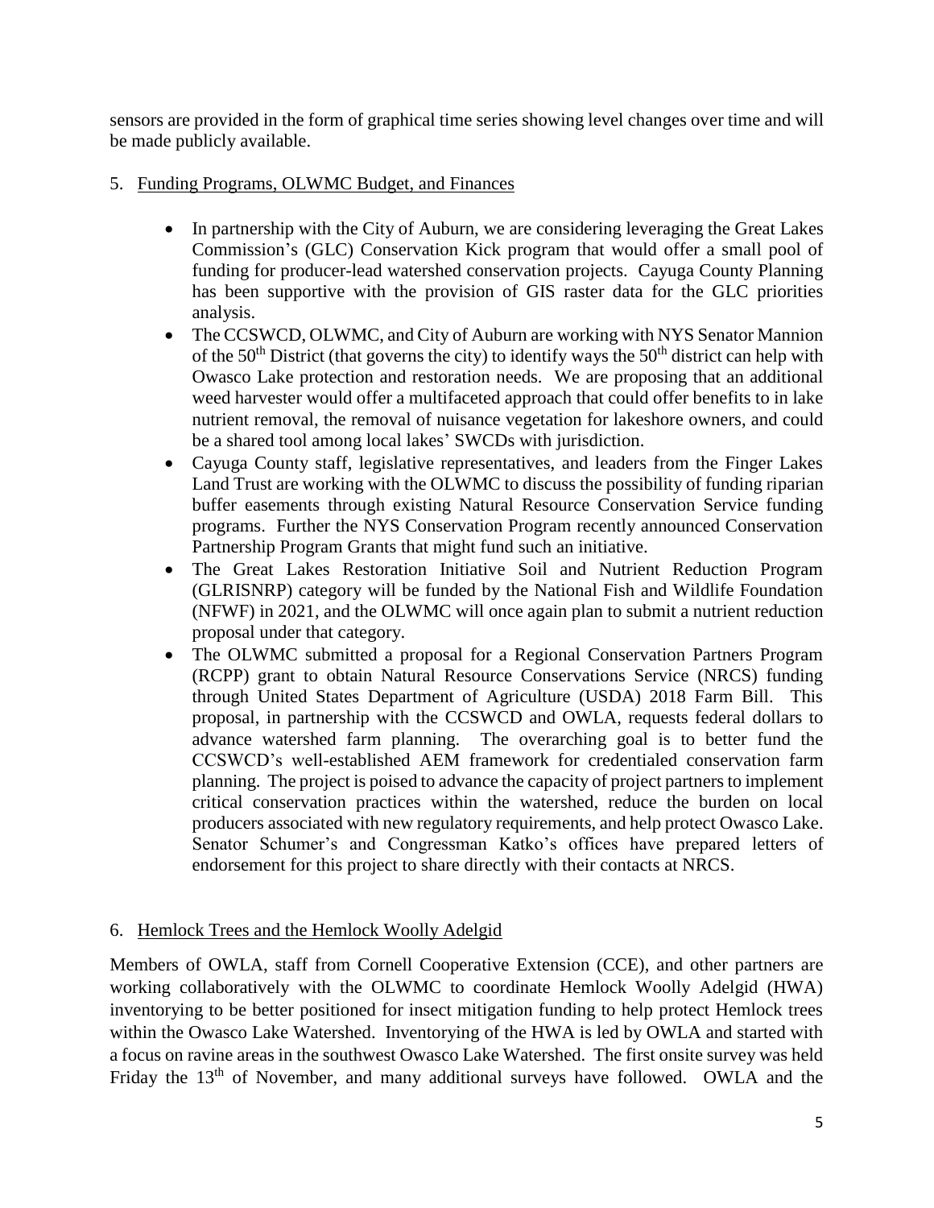sensors are provided in the form of graphical time series showing level changes over time and will be made publicly available.

5. Funding Programs, OLWMC Budget, and Finances

- In partnership with the City of Auburn, we are considering leveraging the Great Lakes Commission's (GLC) Conservation Kick program that would offer a small pool of funding for producer-lead watershed conservation projects. Cayuga County Planning has been supportive with the provision of GIS raster data for the GLC priorities analysis.
- The CCSWCD, OLWMC, and City of Auburn are working with NYS Senator Mannion of the 50th District (that governs the city) to identify ways the 50th district can help with Owasco Lake protection and restoration needs. We are proposing that an additional weed harvester would offer a multifaceted approach that could offer benefits to in lake nutrient removal, the removal of nuisance vegetation for lakeshore owners, and could be a shared tool among local lakes' SWCDs with jurisdiction.
- Cayuga County staff, legislative representatives, and leaders from the Finger Lakes Land Trust are working with the OLWMC to discuss the possibility of funding riparian buffer easements through existing Natural Resource Conservation Service funding programs. Further the NYS Conservation Program recently announced Conservation Partnership Program Grants that might fund such an initiative.
- The Great Lakes Restoration Initiative Soil and Nutrient Reduction Program (GLRISNRP) category will be funded by the National Fish and Wildlife Foundation (NFWF) in 2021, and the OLWMC will once again plan to submit a nutrient reduction proposal under that category.
- The OLWMC submitted a proposal for a Regional Conservation Partners Program (RCPP) grant to obtain Natural Resource Conservations Service (NRCS) funding through United States Department of Agriculture (USDA) 2018 Farm Bill. This proposal, in partnership with the CCSWCD and OWLA, requests federal dollars to advance watershed farm planning. The overarching goal is to better fund the CCSWCD's well-established AEM framework for credentialed conservation farm planning. The project is poised to advance the capacity of project partners to implement critical conservation practices within the watershed, reduce the burden on local producers associated with new regulatory requirements, and help protect Owasco Lake. Senator Schumer's and Congressman Katko's offices have prepared letters of endorsement for this project to share directly with their contacts at NRCS.

6. Hemlock Trees and the Hemlock Woolly Adelgid

Members of OWLA, staff from Cornell Cooperative Extension (CCE), and other partners are working collaboratively with the OLWMC to coordinate Hemlock Woolly Adelgid (HWA) inventorying to be better positioned for insect mitigation funding to help protect Hemlock trees within the Owasco Lake Watershed. Inventorying of the HWA is led by OWLA and started with a focus on ravine areas in the southwest Owasco Lake Watershed. The first onsite survey was held Friday the 13th of November, and many additional surveys have followed. OWLA and the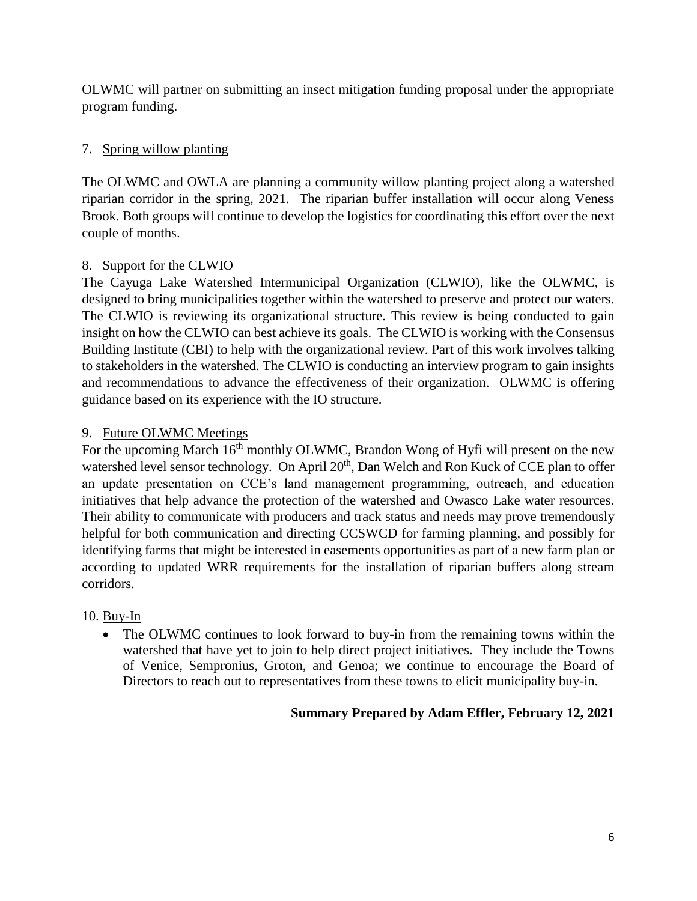OLWMC will partner on submitting an insect mitigation funding proposal under the appropriate program funding.

7. Spring willow planting

The OLWMC and OWLA are planning a community willow planting project along a watershed riparian corridor in the spring, 2021. The riparian buffer installation will occur along Veness Brook. Both groups will continue to develop the logistics for coordinating this effort over the next couple of months.

8. Support for the CLWIO

The Cayuga Lake Watershed Intermunicipal Organization (CLWIO), like the OLWMC, is designed to bring municipalities together within the watershed to preserve and protect our waters. The CLWIO is reviewing its organizational structure. This review is being conducted to gain insight on how the CLWIO can best achieve its goals. The CLWIO is working with the Consensus Building Institute (CBI) to help with the organizational review. Part of this work involves talking to stakeholders in the watershed. The CLWIO is conducting an interview program to gain insights and recommendations to advance the effectiveness of their organization. OLWMC is offering guidance based on its experience with the IO structure.

9. Future OLWMC Meetings

For the upcoming March 16th monthly OLWMC, Brandon Wong of Hyfi will present on the new watershed level sensor technology. On April 20th, Dan Welch and Ron Kuck of CCE plan to offer an update presentation on CCE's land management programming, outreach, and education initiatives that help advance the protection of the watershed and Owasco Lake water resources. Their ability to communicate with producers and track status and needs may prove tremendously helpful for both communication and directing CCSWCD for farming planning, and possibly for identifying farms that might be interested in easements opportunities as part of a new farm plan or according to updated WRR requirements for the installation of riparian buffers along stream corridors.

10. Buy-In

- The OLWMC continues to look forward to buy-in from the remaining towns within the watershed that have yet to join to help direct project initiatives. They include the Towns of Venice, Sempronius, Groton, and Genoa; we continue to encourage the Board of Directors to reach out to representatives from these towns to elicit municipality buy-in.

**Summary Prepared by Adam Effler, February 12, 2021**